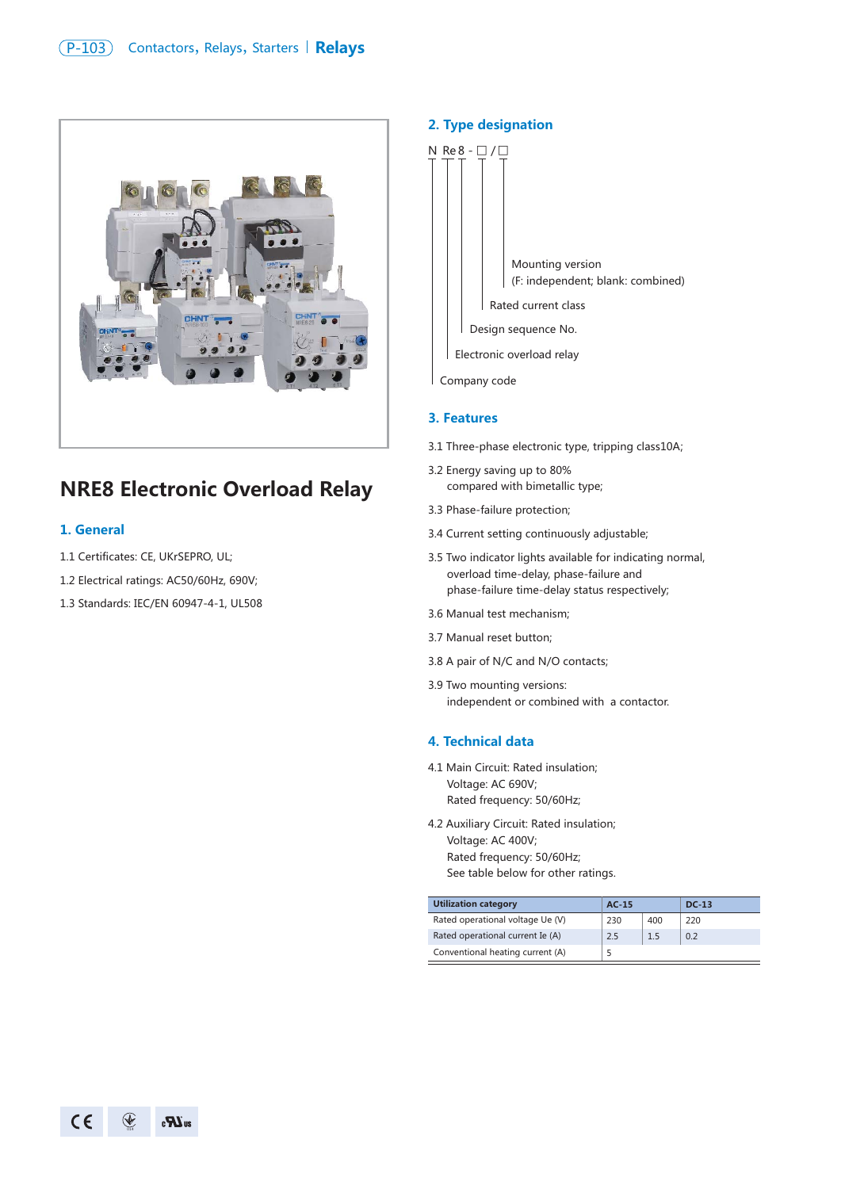# NRE8 Electronic Overload Relay

## 1. General

1.1 Certificates: CE, UKrSEPRO, UL;

1.2 Electrical ratings: AC50/60Hz, 690V;

1.3 Standards: IEC/EN 60947-4-1, UL508

## 2. Type designation

N Re 8 - □ / □

- N — Company code
- Re — Electronic overload relay
- 8 — Design sequence No.
- □ — Rated current class
- □ — Mounting version (F: independent; blank: combined)

## 3. Features

3.1 Three-phase electronic type, tripping class10A;

3.2 Energy saving up to 80% compared with bimetallic type;

3.3 Phase-failure protection;

3.4 Current setting continuously adjustable;

3.5 Two indicator lights available for indicating normal, overload time-delay, phase-failure and phase-failure time-delay status respectively;

3.6 Manual test mechanism;

3.7 Manual reset button;

3.8 A pair of N/C and N/O contacts;

3.9 Two mounting versions: independent or combined with a contactor.

## 4. Technical data

4.1 Main Circuit: Rated insulation;
Voltage: AC 690V;
Rated frequency: 50/60Hz;

4.2 Auxiliary Circuit: Rated insulation;
Voltage: AC 400V;
Rated frequency: 50/60Hz;
See table below for other ratings.

| Utilization category | AC-15 | | DC-13 |
|---|---|---|---|
| Rated operational voltage Ue (V) | 230 | 400 | 220 |
| Rated operational current Ie (A) | 2.5 | 1.5 | 0.2 |
| Conventional heating current (A) | 5 | | |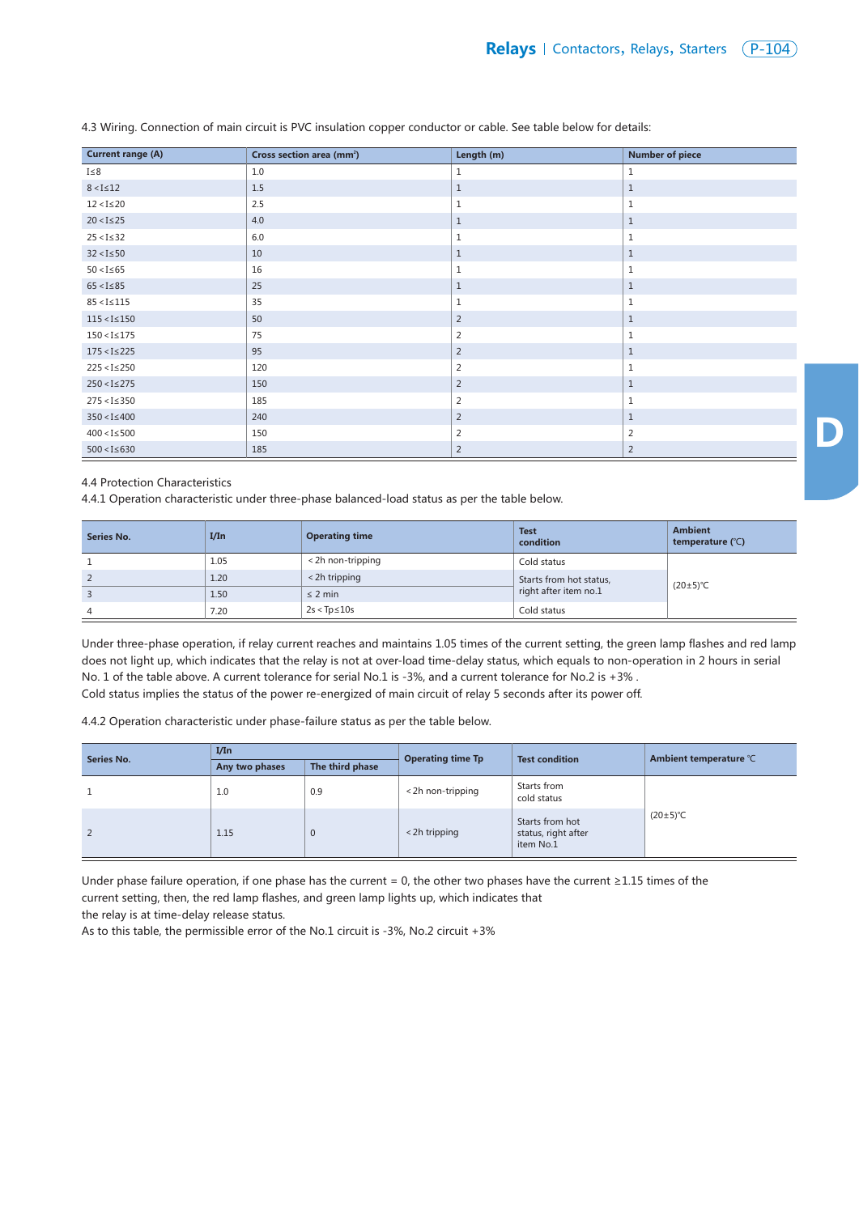4.3 Wiring. Connection of main circuit is PVC insulation copper conductor or cable. See table below for details:

| Current range (A) | Cross section area (mm²) | Length (m) | Number of piece |
|---|---|---|---|
| I≤8 | 1.0 | 1 | 1 |
| 8 < I≤12 | 1.5 | 1 | 1 |
| 12 < I≤20 | 2.5 | 1 | 1 |
| 20 < I≤25 | 4.0 | 1 | 1 |
| 25 < I≤32 | 6.0 | 1 | 1 |
| 32 < I≤50 | 10 | 1 | 1 |
| 50 < I≤65 | 16 | 1 | 1 |
| 65 < I≤85 | 25 | 1 | 1 |
| 85 < I≤115 | 35 | 1 | 1 |
| 115 < I≤150 | 50 | 2 | 1 |
| 150 < I≤175 | 75 | 2 | 1 |
| 175 < I≤225 | 95 | 2 | 1 |
| 225 < I≤250 | 120 | 2 | 1 |
| 250 < I≤275 | 150 | 2 | 1 |
| 275 < I≤350 | 185 | 2 | 1 |
| 350 < I≤400 | 240 | 2 | 1 |
| 400 < I≤500 | 150 | 2 | 2 |
| 500 < I≤630 | 185 | 2 | 2 |

4.4 Protection Characteristics

4.4.1 Operation characteristic under three-phase balanced-load status as per the table below.

| Series No. | I/In | Operating time | Test condition | Ambient temperature (℃) |
|---|---|---|---|---|
| 1 | 1.05 | < 2h non-tripping | Cold status | (20±5)℃ |
| 2 | 1.20 | < 2h tripping | Starts from hot status, right after item no.1 | |
| 3 | 1.50 | ≤ 2 min | | |
| 4 | 7.20 | 2s < Tp ≤ 10s | Cold status | |

Under three-phase operation, if relay current reaches and maintains 1.05 times of the current setting, the green lamp flashes and red lamp does not light up, which indicates that the relay is not at over-load time-delay status, which equals to non-operation in 2 hours in serial No. 1 of the table above. A current tolerance for serial No.1 is -3%, and a current tolerance for No.2 is +3% .

Cold status implies the status of the power re-energized of main circuit of relay 5 seconds after its power off.

4.4.2 Operation characteristic under phase-failure status as per the table below.

| Series No. | I/In | | Operating time Tp | Test condition | Ambient temperature ℃ |
|---|---|---|---|---|---|
| | Any two phases | The third phase | | | |
| 1 | 1.0 | 0.9 | < 2h non-tripping | Starts from cold status | (20±5)℃ |
| 2 | 1.15 | 0 | < 2h tripping | Starts from hot status, right after item No.1 | |

Under phase failure operation, if one phase has the current = 0, the other two phases have the current ≥1.15 times of the current setting, then, the red lamp flashes, and green lamp lights up, which indicates that the relay is at time-delay release status.

As to this table, the permissible error of the No.1 circuit is -3%, No.2 circuit +3%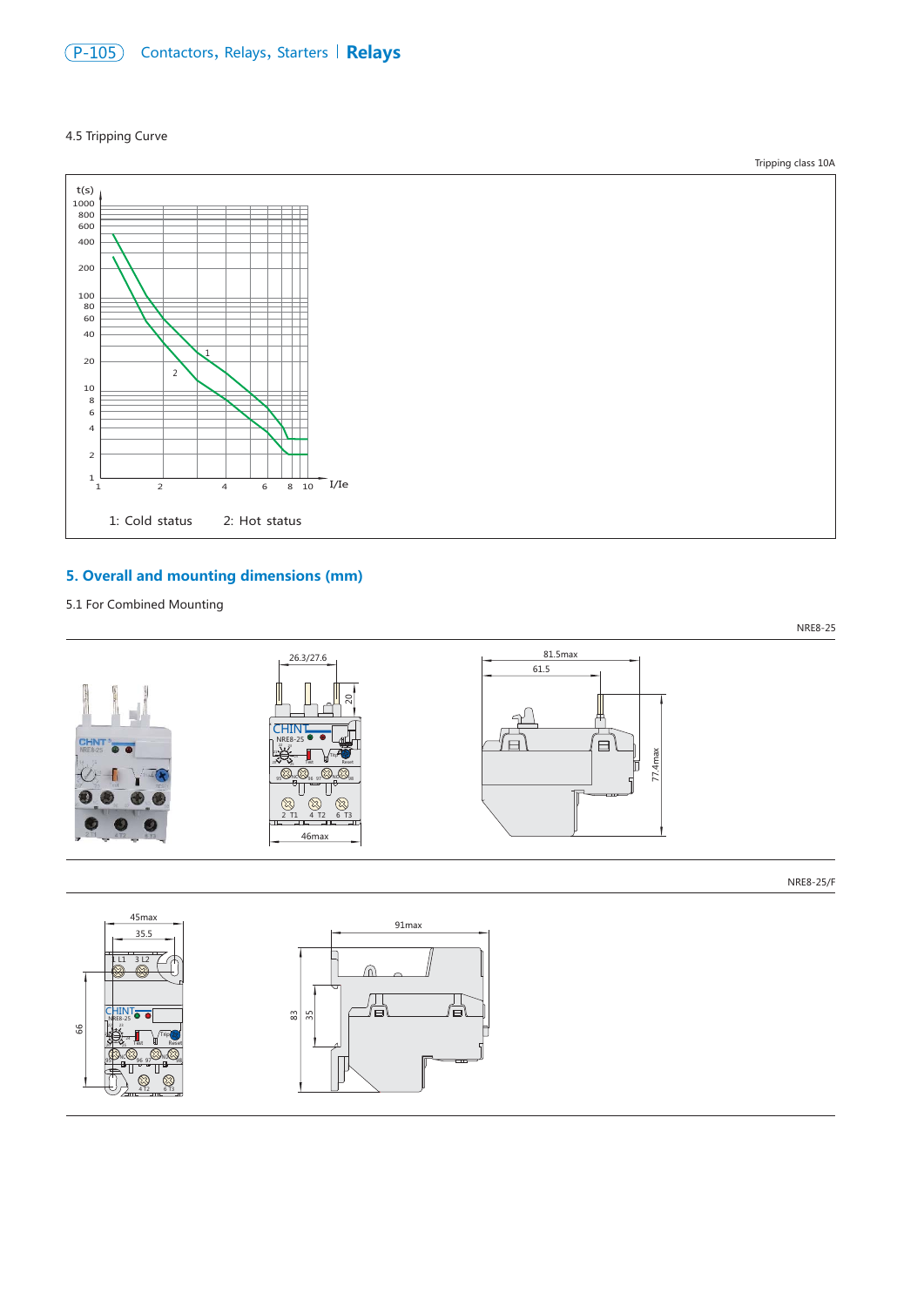4.5 Tripping Curve

Tripping class 10A

1: Cold status    2: Hot status

## 5. Overall and mounting dimensions (mm)

5.1 For Combined Mounting

NRE8-25

NRE8-25/F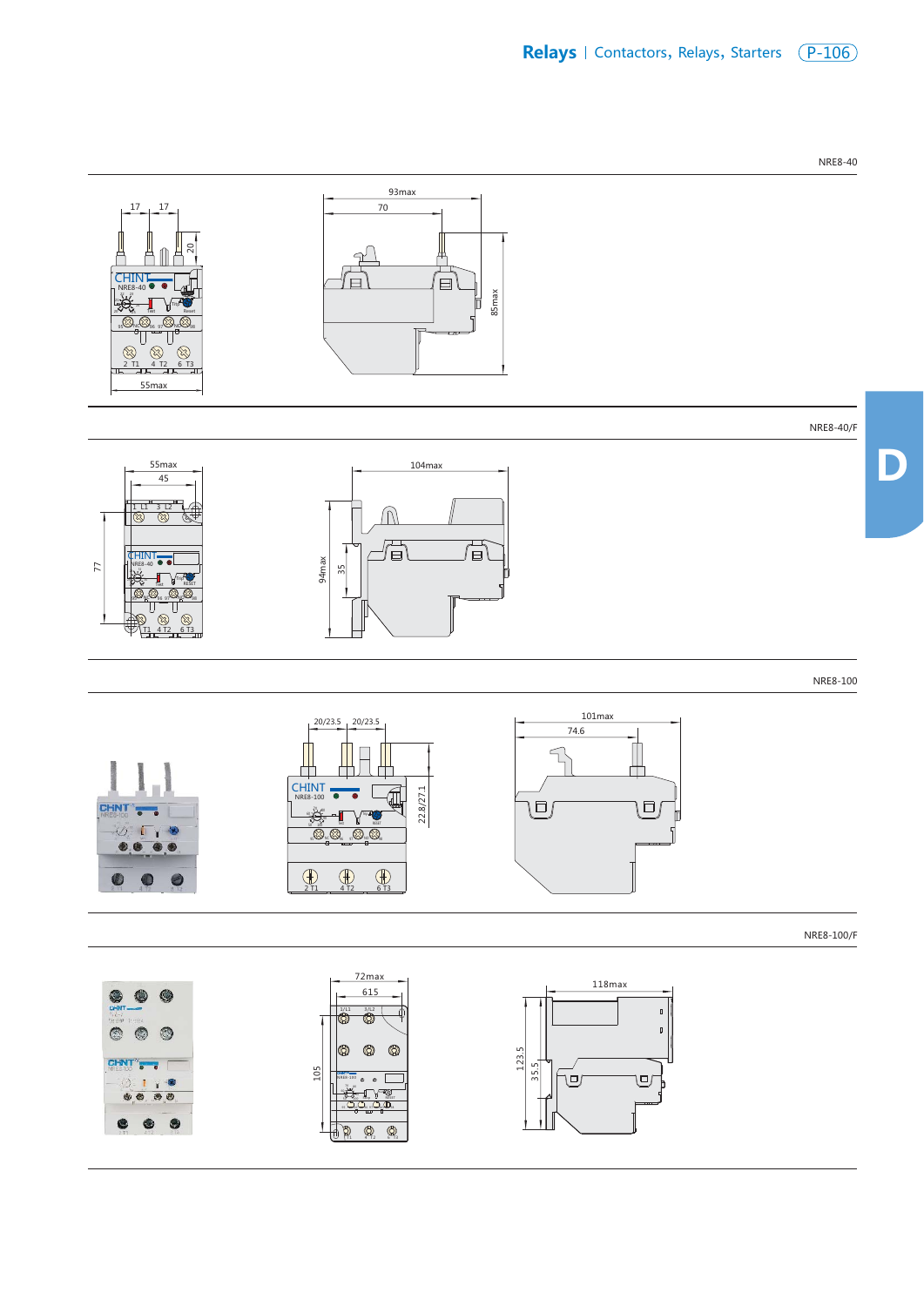NRE8-40

17 17

20

93max

70

85max

55max

NRE8-40/F

55max

45

104max

77

94max

35

NRE8-100

20/23.5 20/23.5

22.8/27.1

101max

74.6

NRE8-100/F

72max

61.5

105

118max

123.5

35.5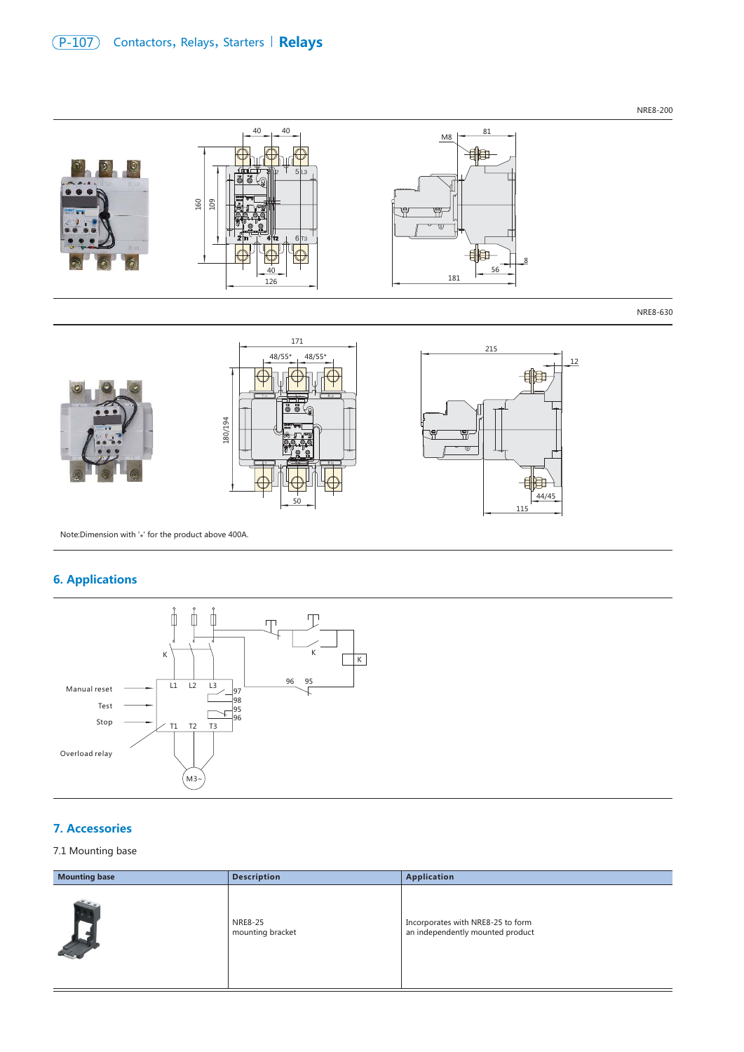NRE8-200

NRE8-630

Note:Dimension with '*' for the product above 400A.

## 6. Applications

## 7. Accessories

7.1 Mounting base

| Mounting base | Description | Application |
| --- | --- | --- |
| | NRE8-25 mounting bracket | Incorporates with NRE8-25 to form an independently mounted product |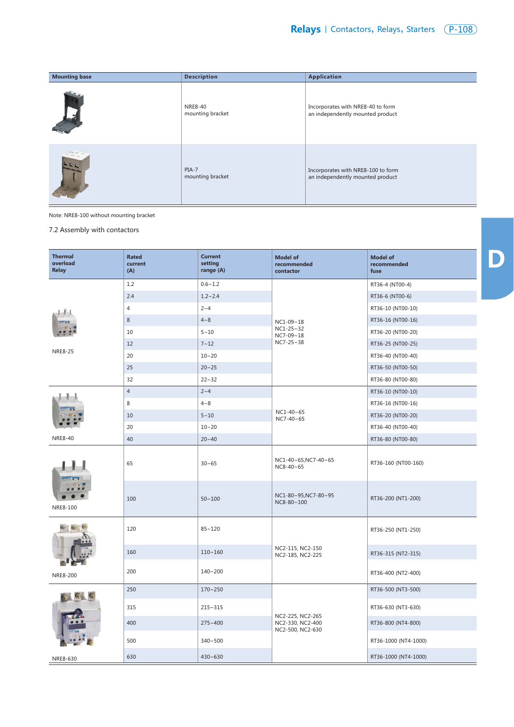| Mounting base | Description | Application |
|---|---|---|
| | NRE8-40 mounting bracket | Incorporates with NRE8-40 to form an independently mounted product |
| | PIA-7 mounting bracket | Incorporates with NRE8-100 to form an independently mounted product |

Note: NRE8-100 without mounting bracket

7.2 Assembly with contactors

| Thermal overload Relay | Rated current (A) | Current setting range (A) | Model of recommended contactor | Model of recommended fuse |
|---|---|---|---|---|
| NRE8-25 | 1.2 | 0.6~1.2 | NC1-09~18 NC1-25~32 NC7-09~18 NC7-25~38 | RT36-4 (NT00-4) |
| | 2.4 | 1.2~2.4 | | RT36-6 (NT00-6) |
| | 4 | 2~4 | | RT36-10 (NT00-10) |
| | 8 | 4~8 | | RT36-16 (NT00-16) |
| | 10 | 5~10 | | RT36-20 (NT00-20) |
| | 12 | 7~12 | | RT36-25 (NT00-25) |
| | 20 | 10~20 | | RT36-40 (NT00-40) |
| | 25 | 20~25 | | RT36-50 (NT00-50) |
| | 32 | 22~32 | | RT36-80 (NT00-80) |
| NRE8-40 | 4 | 2~4 | NC1-40~65 NC7-40~65 | RT36-10 (NT00-10) |
| | 8 | 4~8 | | RT36-16 (NT00-16) |
| | 10 | 5~10 | | RT36-20 (NT00-20) |
| | 20 | 10~20 | | RT36-40 (NT00-40) |
| | 40 | 20~40 | | RT36-80 (NT00-80) |
| NRE8-100 | 65 | 30~65 | NC1-40~65,NC7-40~65 NC8-40~65 | RT36-160 (NT00-160) |
| | 100 | 50~100 | NC1-80~95,NC7-80~95 NC8-80~100 | RT36-200 (NT1-200) |
| NRE8-200 | 120 | 85~120 | NC2-115, NC2-150 NC2-185, NC2-225 | RT36-250 (NT1-250) |
| | 160 | 110~160 | | RT36-315 (NT2-315) |
| | 200 | 140~200 | | RT36-400 (NT2-400) |
| NRE8-630 | 250 | 170~250 | NC2-225, NC2-265 NC2-330, NC2-400 NC2-500, NC2-630 | RT36-500 (NT3-500) |
| | 315 | 215~315 | | RT36-630 (NT3-630) |
| | 400 | 275~400 | | RT36-800 (NT4-800) |
| | 500 | 340~500 | | RT36-1000 (NT4-1000) |
| | 630 | 430~630 | | RT36-1000 (NT4-1000) |